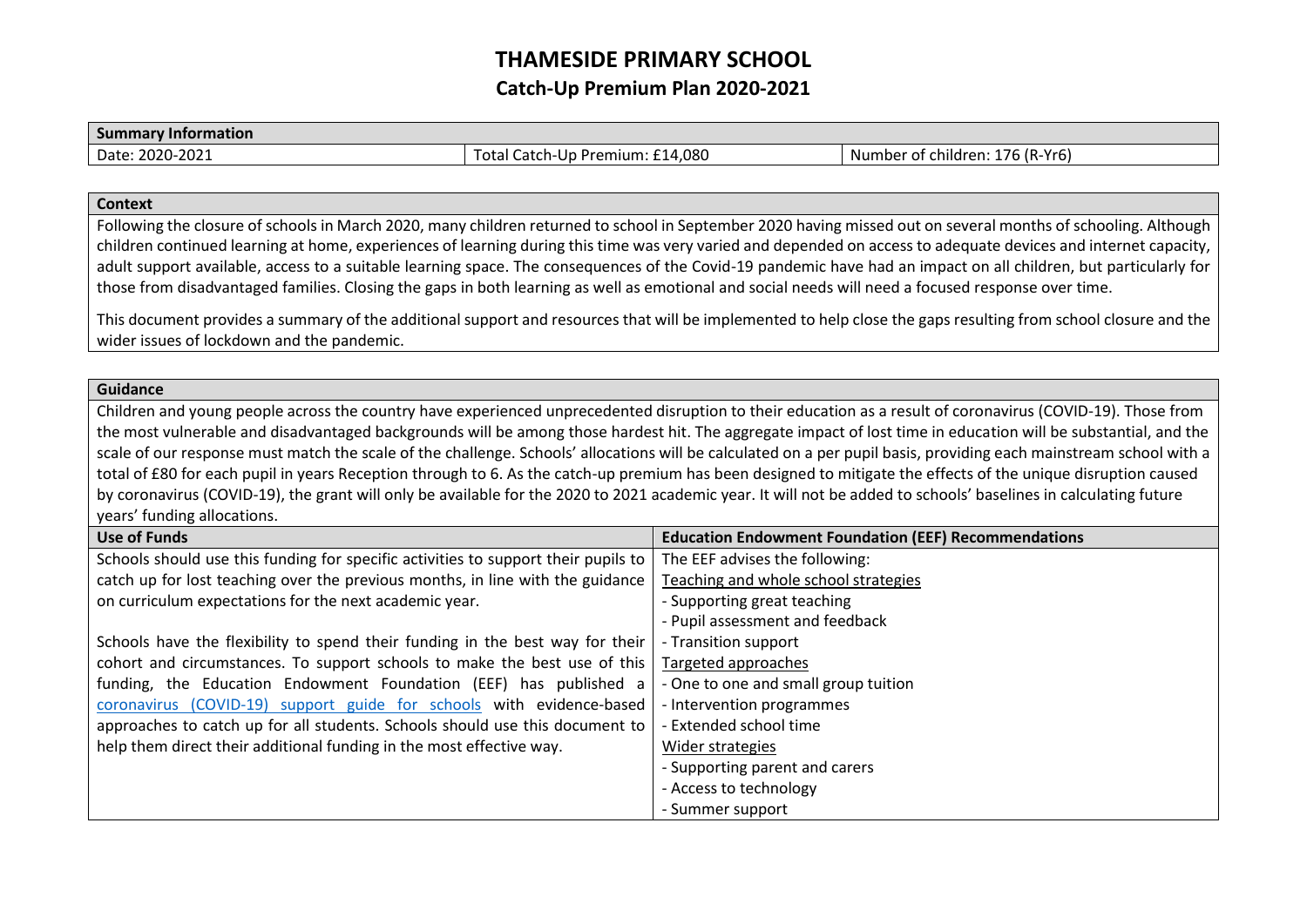# THAMESIDE PRIMARY SCHOOL

## Catch-Up Premium Plan 2020-2021

| Summary Information | | |
| --- | --- | --- |
| Date: 2020-2021 | Total Catch-Up Premium: £14,080 | Number of children: 176 (R-Yr6) |

| Context |
| --- |
| Following the closure of schools in March 2020, many children returned to school in September 2020 having missed out on several months of schooling. Although children continued learning at home, experiences of learning during this time was very varied and depended on access to adequate devices and internet capacity, adult support available, access to a suitable learning space. The consequences of the Covid-19 pandemic have had an impact on all children, but particularly for those from disadvantaged families. Closing the gaps in both learning as well as emotional and social needs will need a focused response over time.<br><br>This document provides a summary of the additional support and resources that will be implemented to help close the gaps resulting from school closure and the wider issues of lockdown and the pandemic. |

| Guidance | |
| --- | --- |
| Children and young people across the country have experienced unprecedented disruption to their education as a result of coronavirus (COVID-19). Those from the most vulnerable and disadvantaged backgrounds will be among those hardest hit. The aggregate impact of lost time in education will be substantial, and the scale of our response must match the scale of the challenge. Schools' allocations will be calculated on a per pupil basis, providing each mainstream school with a total of £80 for each pupil in years Reception through to 6. As the catch-up premium has been designed to mitigate the effects of the unique disruption caused by coronavirus (COVID-19), the grant will only be available for the 2020 to 2021 academic year. It will not be added to schools' baselines in calculating future years' funding allocations. | |
| **Use of Funds** | **Education Endowment Foundation (EEF) Recommendations** |
| Schools should use this funding for specific activities to support their pupils to catch up for lost teaching over the previous months, in line with the guidance on curriculum expectations for the next academic year.<br><br>Schools have the flexibility to spend their funding in the best way for their cohort and circumstances. To support schools to make the best use of this funding, the Education Endowment Foundation (EEF) has published a coronavirus (COVID-19) support guide for schools with evidence-based approaches to catch up for all students. Schools should use this document to help them direct their additional funding in the most effective way. | The EEF advises the following:<br>Teaching and whole school strategies<br>- Supporting great teaching<br>- Pupil assessment and feedback<br>- Transition support<br>Targeted approaches<br>- One to one and small group tuition<br>- Intervention programmes<br>- Extended school time<br>Wider strategies<br>- Supporting parent and carers<br>- Access to technology<br>- Summer support |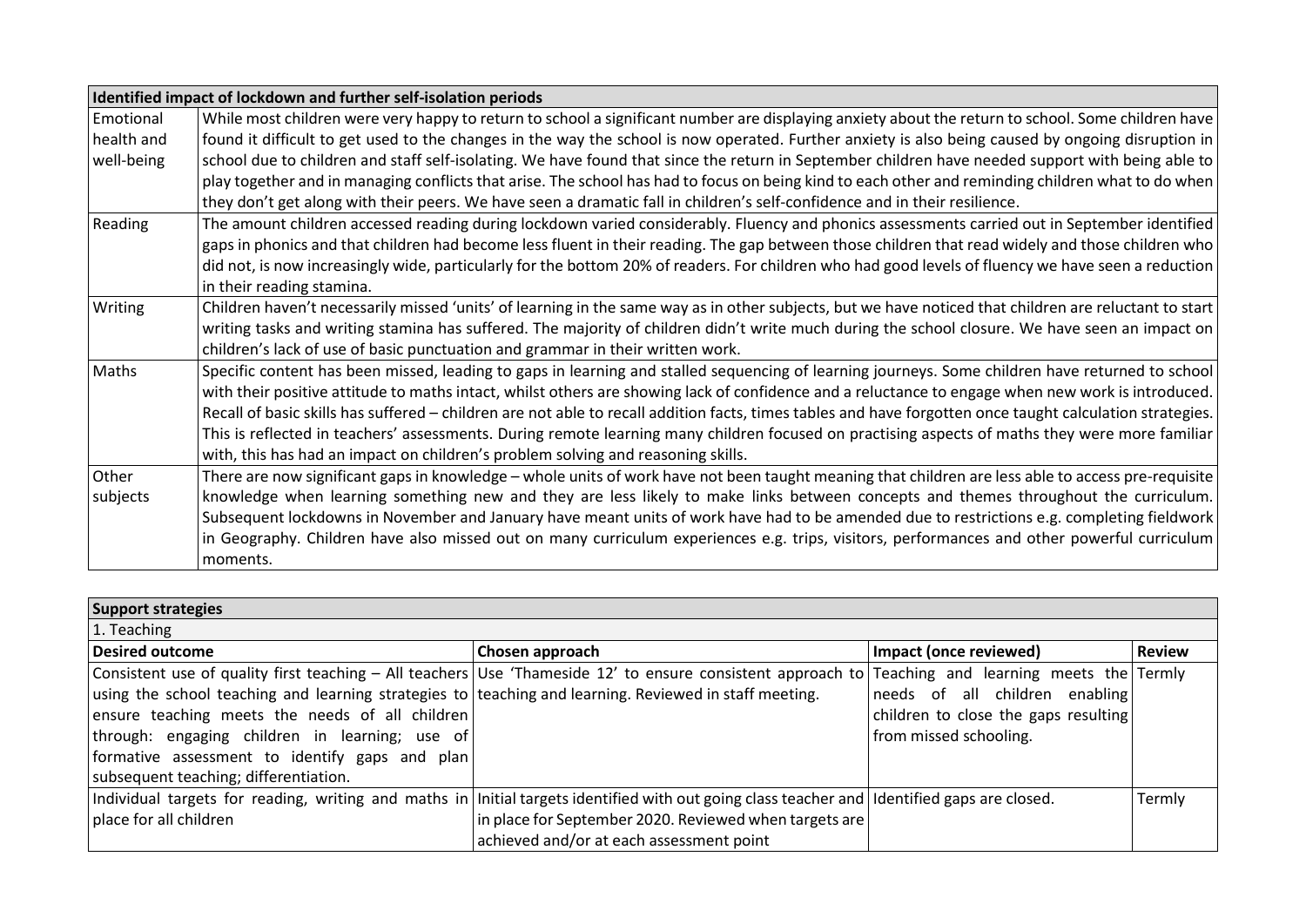| Identified impact of lockdown and further self-isolation periods | |
|---|---|
| Emotional health and well-being | While most children were very happy to return to school a significant number are displaying anxiety about the return to school. Some children have found it difficult to get used to the changes in the way the school is now operated. Further anxiety is also being caused by ongoing disruption in school due to children and staff self-isolating. We have found that since the return in September children have needed support with being able to play together and in managing conflicts that arise. The school has had to focus on being kind to each other and reminding children what to do when they don't get along with their peers. We have seen a dramatic fall in children's self-confidence and in their resilience. |
| Reading | The amount children accessed reading during lockdown varied considerably. Fluency and phonics assessments carried out in September identified gaps in phonics and that children had become less fluent in their reading. The gap between those children that read widely and those children who did not, is now increasingly wide, particularly for the bottom 20% of readers. For children who had good levels of fluency we have seen a reduction in their reading stamina. |
| Writing | Children haven't necessarily missed 'units' of learning in the same way as in other subjects, but we have noticed that children are reluctant to start writing tasks and writing stamina has suffered. The majority of children didn't write much during the school closure. We have seen an impact on children's lack of use of basic punctuation and grammar in their written work. |
| Maths | Specific content has been missed, leading to gaps in learning and stalled sequencing of learning journeys. Some children have returned to school with their positive attitude to maths intact, whilst others are showing lack of confidence and a reluctance to engage when new work is introduced. Recall of basic skills has suffered – children are not able to recall addition facts, times tables and have forgotten once taught calculation strategies. This is reflected in teachers' assessments. During remote learning many children focused on practising aspects of maths they were more familiar with, this has had an impact on children's problem solving and reasoning skills. |
| Other subjects | There are now significant gaps in knowledge – whole units of work have not been taught meaning that children are less able to access pre-requisite knowledge when learning something new and they are less likely to make links between concepts and themes throughout the curriculum. Subsequent lockdowns in November and January have meant units of work have had to be amended due to restrictions e.g. completing fieldwork in Geography. Children have also missed out on many curriculum experiences e.g. trips, visitors, performances and other powerful curriculum moments. |

| Support strategies | | | |
|---|---|---|---|
| 1. Teaching | | | |
| **Desired outcome** | **Chosen approach** | **Impact (once reviewed)** | **Review** |
| Consistent use of quality first teaching – All teachers using the school teaching and learning strategies to ensure teaching meets the needs of all children through: engaging children in learning; use of formative assessment to identify gaps and plan subsequent teaching; differentiation. | Use 'Thameside 12' to ensure consistent approach to teaching and learning. Reviewed in staff meeting. | Teaching and learning meets the needs of all children enabling children to close the gaps resulting from missed schooling. | Termly |
| Individual targets for reading, writing and maths in place for all children | Initial targets identified with out going class teacher and in place for September 2020. Reviewed when targets are achieved and/or at each assessment point | Identified gaps are closed. | Termly |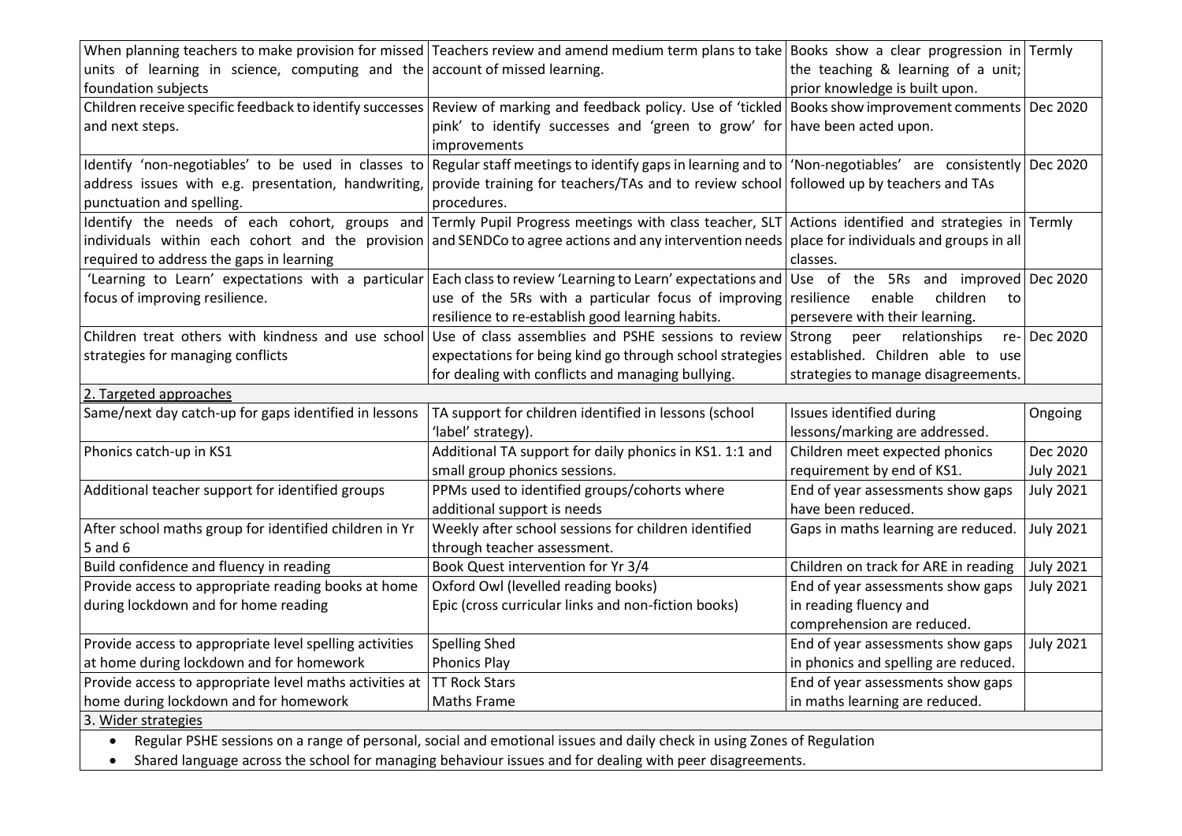| | | | |
|---|---|---|---|
| When planning teachers to make provision for missed units of learning in science, computing and the foundation subjects | Teachers review and amend medium term plans to take account of missed learning. | Books show a clear progression in the teaching & learning of a unit; prior knowledge is built upon. | Termly |
| Children receive specific feedback to identify successes and next steps. | Review of marking and feedback policy. Use of 'tickled pink' to identify successes and 'green to grow' for improvements | Books show improvement comments have been acted upon. | Dec 2020 |
| Identify 'non-negotiables' to be used in classes to address issues with e.g. presentation, handwriting, punctuation and spelling. | Regular staff meetings to identify gaps in learning and to provide training for teachers/TAs and to review school procedures. | 'Non-negotiables' are consistently followed up by teachers and TAs | Dec 2020 |
| Identify the needs of each cohort, groups and individuals within each cohort and the provision required to address the gaps in learning | Termly Pupil Progress meetings with class teacher, SLT and SENDCo to agree actions and any intervention needs | Actions identified and strategies in place for individuals and groups in all classes. | Termly |
| 'Learning to Learn' expectations with a particular focus of improving resilience. | Each class to review 'Learning to Learn' expectations and use of the 5Rs with a particular focus of improving resilience to re-establish good learning habits. | Use of the 5Rs and improved resilience enable children to persevere with their learning. | Dec 2020 |
| Children treat others with kindness and use school strategies for managing conflicts | Use of class assemblies and PSHE sessions to review expectations for being kind go through school strategies for dealing with conflicts and managing bullying. | Strong peer relationships re-established. Children able to use strategies to manage disagreements. | Dec 2020 |
| 2. Targeted approaches | | | |
| Same/next day catch-up for gaps identified in lessons | TA support for children identified in lessons (school 'label' strategy). | Issues identified during lessons/marking are addressed. | Ongoing |
| Phonics catch-up in KS1 | Additional TA support for daily phonics in KS1. 1:1 and small group phonics sessions. | Children meet expected phonics requirement by end of KS1. | Dec 2020 July 2021 |
| Additional teacher support for identified groups | PPMs used to identified groups/cohorts where additional support is needs | End of year assessments show gaps have been reduced. | July 2021 |
| After school maths group for identified children in Yr 5 and 6 | Weekly after school sessions for children identified through teacher assessment. | Gaps in maths learning are reduced. | July 2021 |
| Build confidence and fluency in reading | Book Quest intervention for Yr 3/4 | Children on track for ARE in reading | July 2021 |
| Provide access to appropriate reading books at home during lockdown and for home reading | Oxford Owl (levelled reading books) Epic (cross curricular links and non-fiction books) | End of year assessments show gaps in reading fluency and comprehension are reduced. | July 2021 |
| Provide access to appropriate level spelling activities at home during lockdown and for homework | Spelling Shed Phonics Play | End of year assessments show gaps in phonics and spelling are reduced. | July 2021 |
| Provide access to appropriate level maths activities at home during lockdown and for homework | TT Rock Stars Maths Frame | End of year assessments show gaps in maths learning are reduced. | |
| 3. Wider strategies | | | |

- Regular PSHE sessions on a range of personal, social and emotional issues and daily check in using Zones of Regulation
- Shared language across the school for managing behaviour issues and for dealing with peer disagreements.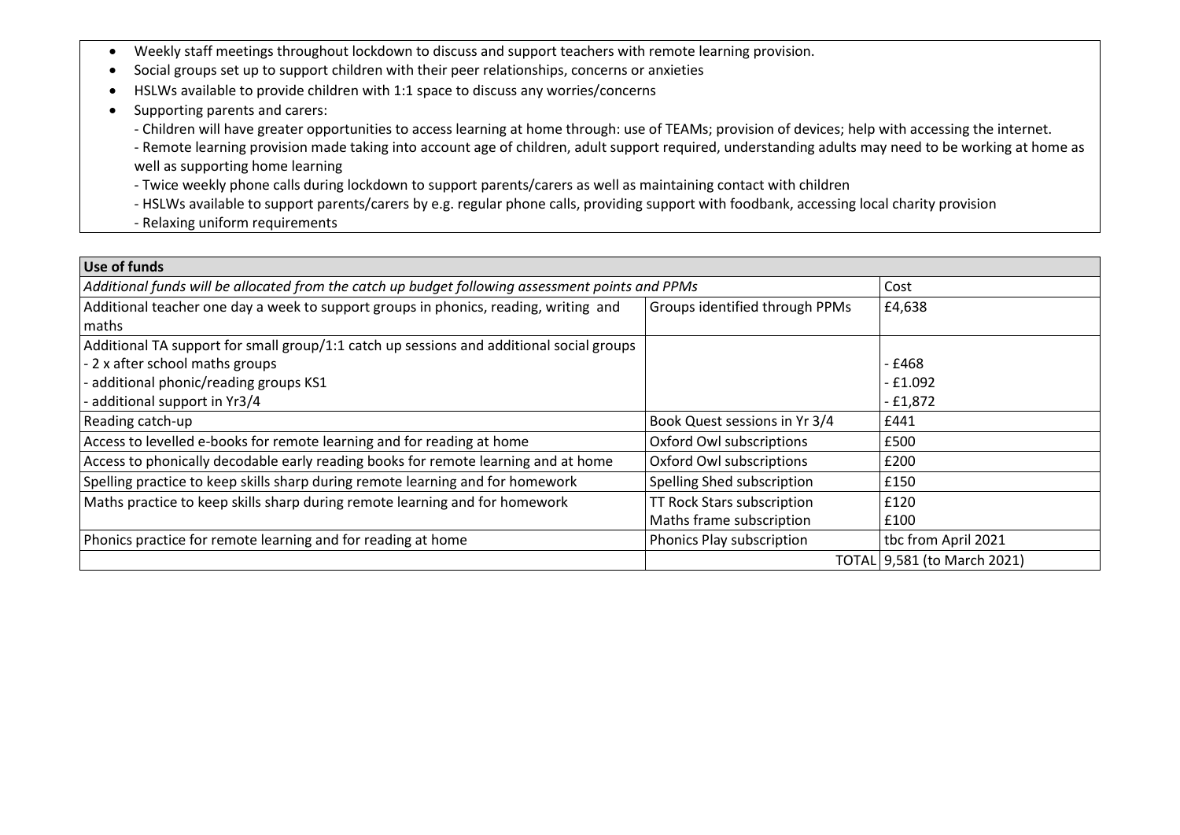- Weekly staff meetings throughout lockdown to discuss and support teachers with remote learning provision.
- Social groups set up to support children with their peer relationships, concerns or anxieties
- HSLWs available to provide children with 1:1 space to discuss any worries/concerns
- Supporting parents and carers:
  - Children will have greater opportunities to access learning at home through: use of TEAMs; provision of devices; help with accessing the internet.
  - Remote learning provision made taking into account age of children, adult support required, understanding adults may need to be working at home as well as supporting home learning
  - Twice weekly phone calls during lockdown to support parents/carers as well as maintaining contact with children
  - HSLWs available to support parents/carers by e.g. regular phone calls, providing support with foodbank, accessing local charity provision
  - Relaxing uniform requirements

| **Use of funds** | | |
|---|---|---|
| *Additional funds will be allocated from the catch up budget following assessment points and PPMs* | | Cost |
| Additional teacher one day a week to support groups in phonics, reading, writing and maths | Groups identified through PPMs | £4,638 |
| Additional TA support for small group/1:1 catch up sessions and additional social groups<br>- 2 x after school maths groups<br>- additional phonic/reading groups KS1<br>- additional support in Yr3/4 | | <br>- £468<br>- £1.092<br>- £1,872 |
| Reading catch-up | Book Quest sessions in Yr 3/4 | £441 |
| Access to levelled e-books for remote learning and for reading at home | Oxford Owl subscriptions | £500 |
| Access to phonically decodable early reading books for remote learning and at home | Oxford Owl subscriptions | £200 |
| Spelling practice to keep skills sharp during remote learning and for homework | Spelling Shed subscription | £150 |
| Maths practice to keep skills sharp during remote learning and for homework | TT Rock Stars subscription<br>Maths frame subscription | £120<br>£100 |
| Phonics practice for remote learning and for reading at home | Phonics Play subscription | tbc from April 2021 |
| | TOTAL | 9,581 (to March 2021) |